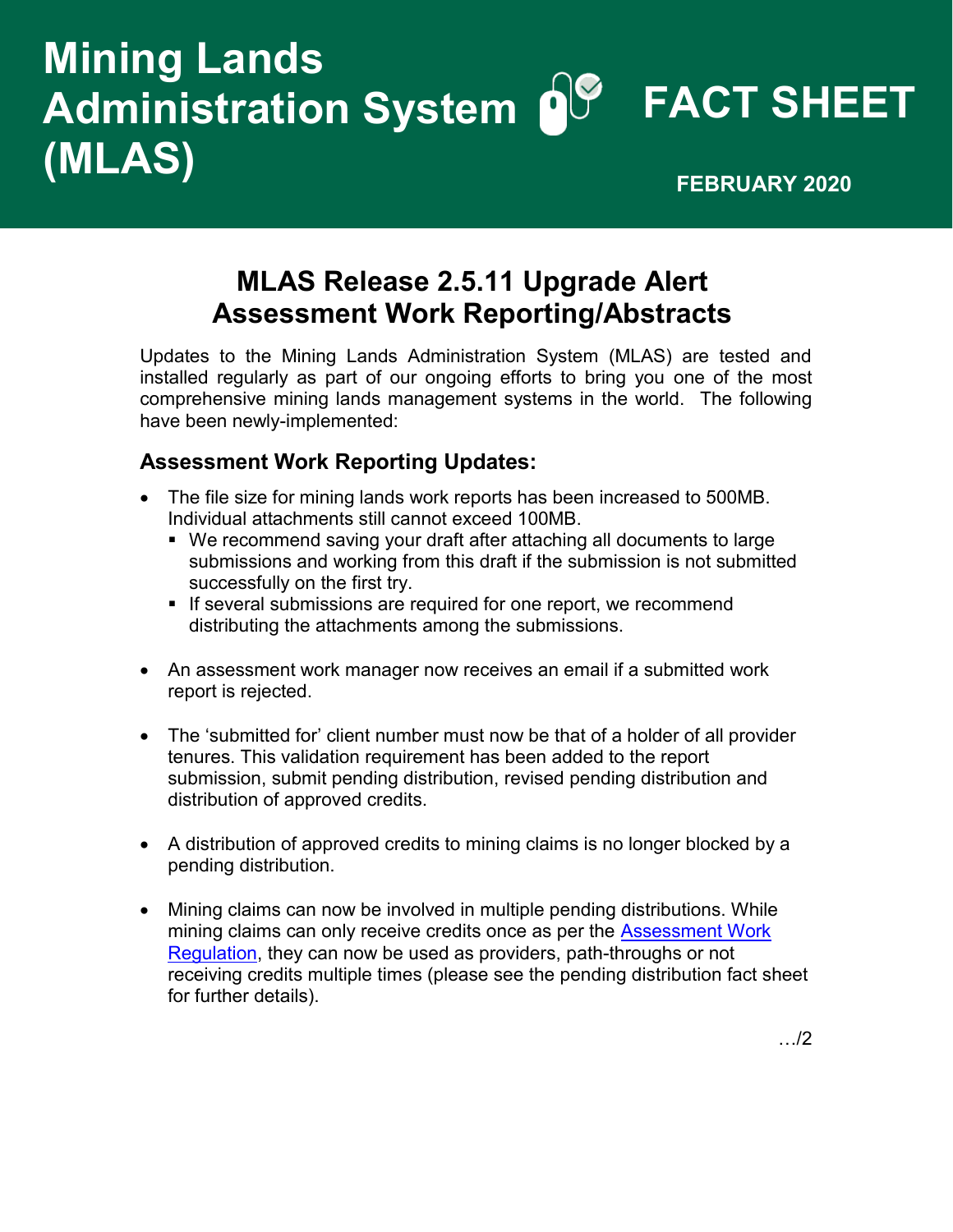# Mining Lands Administration System (MLAS)

**FACT SHEET**

**FEBRUARY 2020**

## MLAS Release 2.5.11 Upgrade Alert
## Assessment Work Reporting/Abstracts

Updates to the Mining Lands Administration System (MLAS) are tested and installed regularly as part of our ongoing efforts to bring you one of the most comprehensive mining lands management systems in the world. The following have been newly-implemented:

### Assessment Work Reporting Updates:

- The file size for mining lands work reports has been increased to 500MB. Individual attachments still cannot exceed 100MB.
  - We recommend saving your draft after attaching all documents to large submissions and working from this draft if the submission is not submitted successfully on the first try.
  - If several submissions are required for one report, we recommend distributing the attachments among the submissions.
- An assessment work manager now receives an email if a submitted work report is rejected.
- The 'submitted for' client number must now be that of a holder of all provider tenures. This validation requirement has been added to the report submission, submit pending distribution, revised pending distribution and distribution of approved credits.
- A distribution of approved credits to mining claims is no longer blocked by a pending distribution.
- Mining claims can now be involved in multiple pending distributions. While mining claims can only receive credits once as per the [Assessment Work Regulation](), they can now be used as providers, path-throughs or not receiving credits multiple times (please see the pending distribution fact sheet for further details).

…/2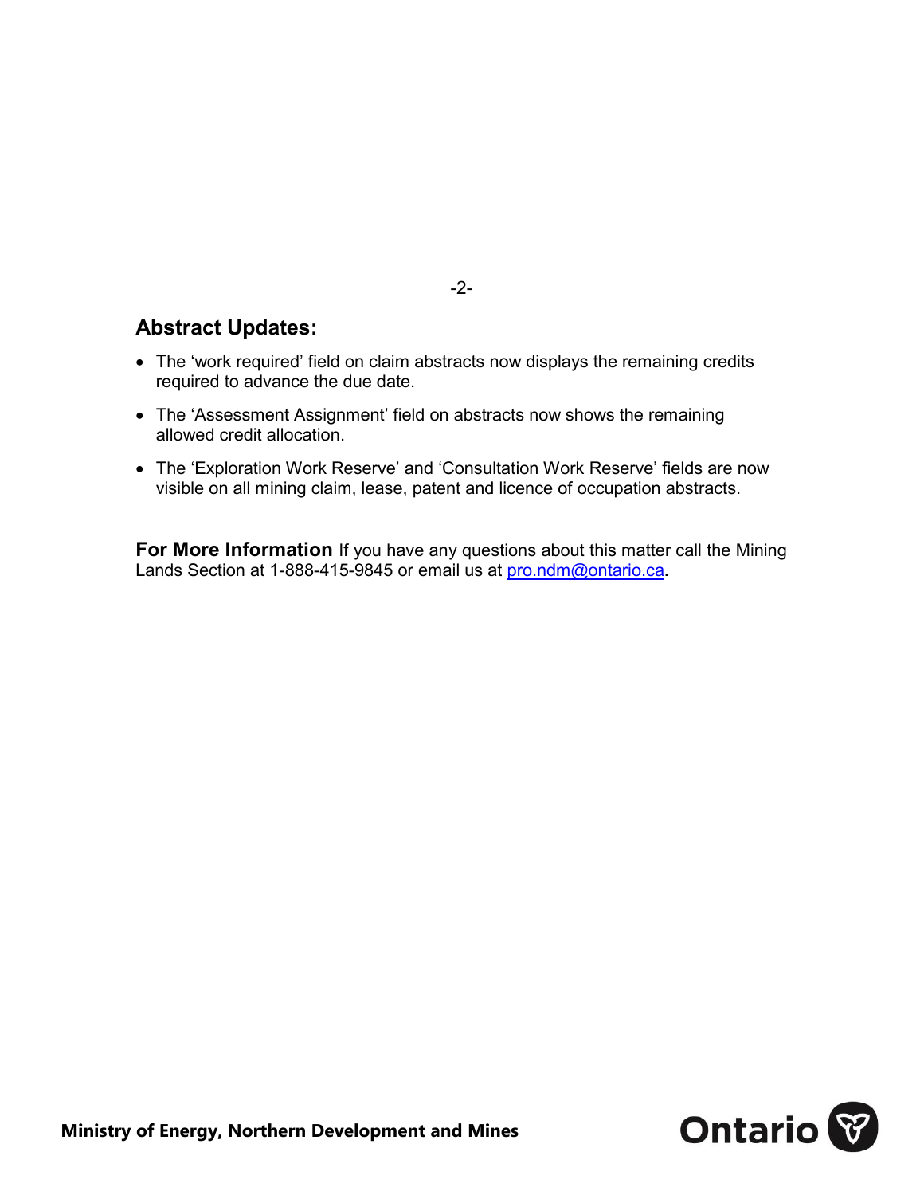## Abstract Updates:

- The ‘work required’ field on claim abstracts now displays the remaining credits required to advance the due date.
- The ‘Assessment Assignment’ field on abstracts now shows the remaining allowed credit allocation.
- The ‘Exploration Work Reserve’ and ‘Consultation Work Reserve’ fields are now visible on all mining claim, lease, patent and licence of occupation abstracts.

**For More Information** If you have any questions about this matter call the Mining Lands Section at 1-888-415-9845 or email us at pro.ndm@ontario.ca**.**